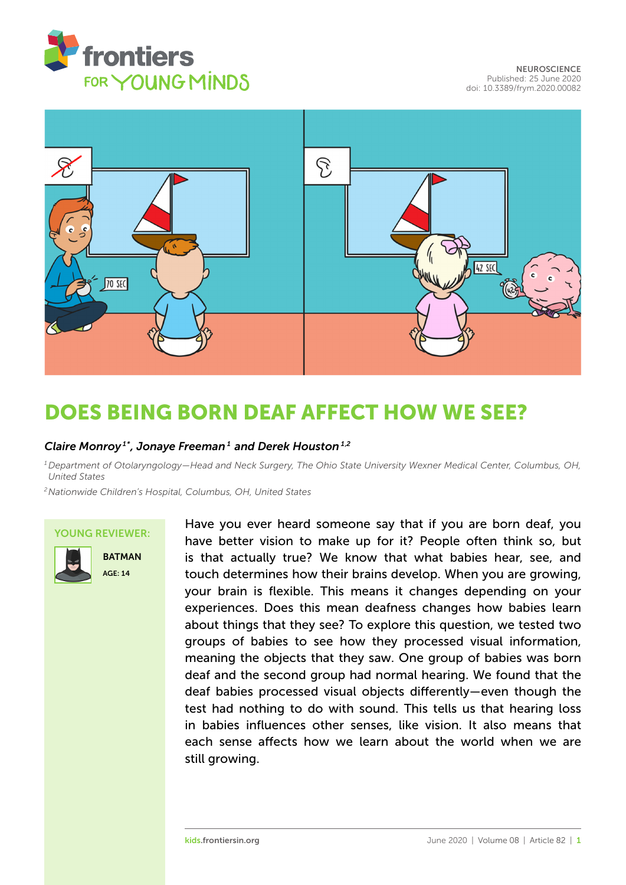NEUROSCIENCE
Published: 25 June 2020
doi: 10.3389/frym.2020.00082

# DOES BEING BORN DEAF AFFECT HOW WE SEE?

*Claire Monroy*[1*], *Jonaye Freeman*[1] *and Derek Houston*[1,2]

[1] *Department of Otolaryngology—Head and Neck Surgery, The Ohio State University Wexner Medical Center, Columbus, OH, United States*

[2] *Nationwide Children's Hospital, Columbus, OH, United States*

YOUNG REVIEWER:

**BATMAN**
AGE: 14

Have you ever heard someone say that if you are born deaf, you have better vision to make up for it? People often think so, but is that actually true? We know that what babies hear, see, and touch determines how their brains develop. When you are growing, your brain is flexible. This means it changes depending on your experiences. Does this mean deafness changes how babies learn about things that they see? To explore this question, we tested two groups of babies to see how they processed visual information, meaning the objects that they saw. One group of babies was born deaf and the second group had normal hearing. We found that the deaf babies processed visual objects differently—even though the test had nothing to do with sound. This tells us that hearing loss in babies influences other senses, like vision. It also means that each sense affects how we learn about the world when we are still growing.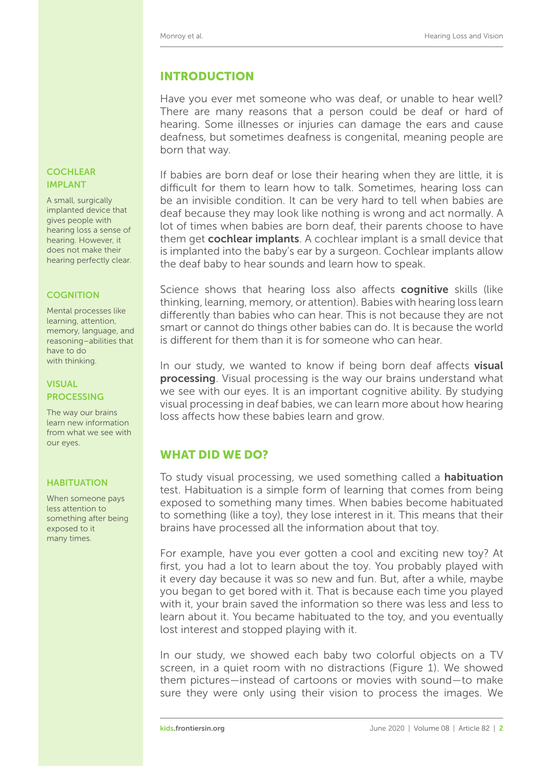## INTRODUCTION

Have you ever met someone who was deaf, or unable to hear well? There are many reasons that a person could be deaf or hard of hearing. Some illnesses or injuries can damage the ears and cause deafness, but sometimes deafness is congenital, meaning people are born that way.

If babies are born deaf or lose their hearing when they are little, it is difficult for them to learn how to talk. Sometimes, hearing loss can be an invisible condition. It can be very hard to tell when babies are deaf because they may look like nothing is wrong and act normally. A lot of times when babies are born deaf, their parents choose to have them get **cochlear implants**. A cochlear implant is a small device that is implanted into the baby's ear by a surgeon. Cochlear implants allow the deaf baby to hear sounds and learn how to speak.

**COCHLEAR IMPLANT**

A small, surgically implanted device that gives people with hearing loss a sense of hearing. However, it does not make their hearing perfectly clear.

Science shows that hearing loss also affects **cognitive** skills (like thinking, learning, memory, or attention). Babies with hearing loss learn differently than babies who can hear. This is not because they are not smart or cannot do things other babies can do. It is because the world is different for them than it is for someone who can hear.

**COGNITION**

Mental processes like learning, attention, memory, language, and reasoning—abilities that have to do with thinking.

In our study, we wanted to know if being born deaf affects **visual processing**. Visual processing is the way our brains understand what we see with our eyes. It is an important cognitive ability. By studying visual processing in deaf babies, we can learn more about how hearing loss affects how these babies learn and grow.

**VISUAL PROCESSING**

The way our brains learn new information from what we see with our eyes.

## WHAT DID WE DO?

To study visual processing, we used something called a **habituation** test. Habituation is a simple form of learning that comes from being exposed to something many times. When babies become habituated to something (like a toy), they lose interest in it. This means that their brains have processed all the information about that toy.

**HABITUATION**

When someone pays less attention to something after being exposed to it many times.

For example, have you ever gotten a cool and exciting new toy? At first, you had a lot to learn about the toy. You probably played with it every day because it was so new and fun. But, after a while, maybe you began to get bored with it. That is because each time you played with it, your brain saved the information so there was less and less to learn about it. You became habituated to the toy, and you eventually lost interest and stopped playing with it.

In our study, we showed each baby two colorful objects on a TV screen, in a quiet room with no distractions (Figure 1). We showed them pictures—instead of cartoons or movies with sound—to make sure they were only using their vision to process the images. We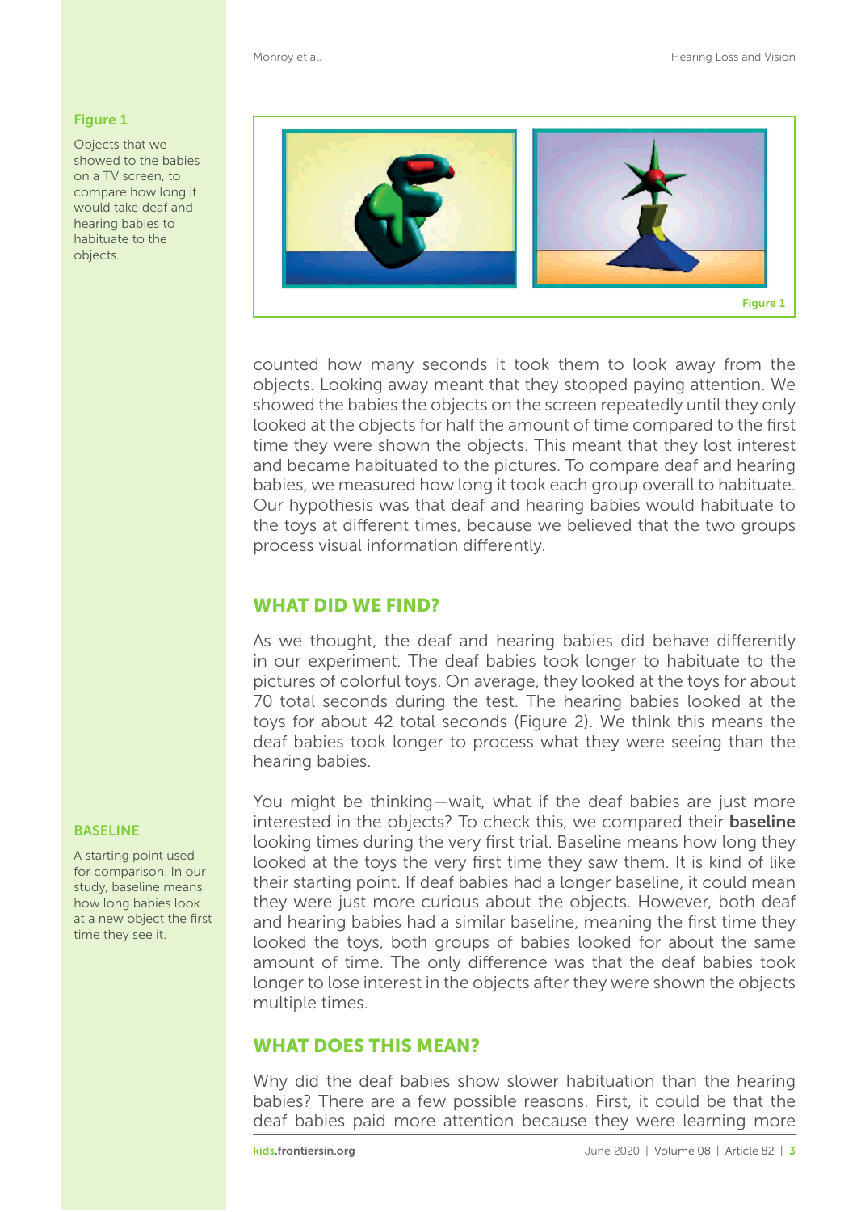**Figure 1**

Objects that we showed to the babies on a TV screen, to compare how long it would take deaf and hearing babies to habituate to the objects.

counted how many seconds it took them to look away from the objects. Looking away meant that they stopped paying attention. We showed the babies the objects on the screen repeatedly until they only looked at the objects for half the amount of time compared to the first time they were shown the objects. This meant that they lost interest and became habituated to the pictures. To compare deaf and hearing babies, we measured how long it took each group overall to habituate. Our hypothesis was that deaf and hearing babies would habituate to the toys at different times, because we believed that the two groups process visual information differently.

## WHAT DID WE FIND?

As we thought, the deaf and hearing babies did behave differently in our experiment. The deaf babies took longer to habituate to the pictures of colorful toys. On average, they looked at the toys for about 70 total seconds during the test. The hearing babies looked at the toys for about 42 total seconds (Figure 2). We think this means the deaf babies took longer to process what they were seeing than the hearing babies.

You might be thinking—wait, what if the deaf babies are just more interested in the objects? To check this, we compared their **baseline** looking times during the very first trial. Baseline means how long they looked at the toys the very first time they saw them. It is kind of like their starting point. If deaf babies had a longer baseline, it could mean they were just more curious about the objects. However, both deaf and hearing babies had a similar baseline, meaning the first time they looked the toys, both groups of babies looked for about the same amount of time. The only difference was that the deaf babies took longer to lose interest in the objects after they were shown the objects multiple times.

**BASELINE**

A starting point used for comparison. In our study, baseline means how long babies look at a new object the first time they see it.

## WHAT DOES THIS MEAN?

Why did the deaf babies show slower habituation than the hearing babies? There are a few possible reasons. First, it could be that the deaf babies paid more attention because they were learning more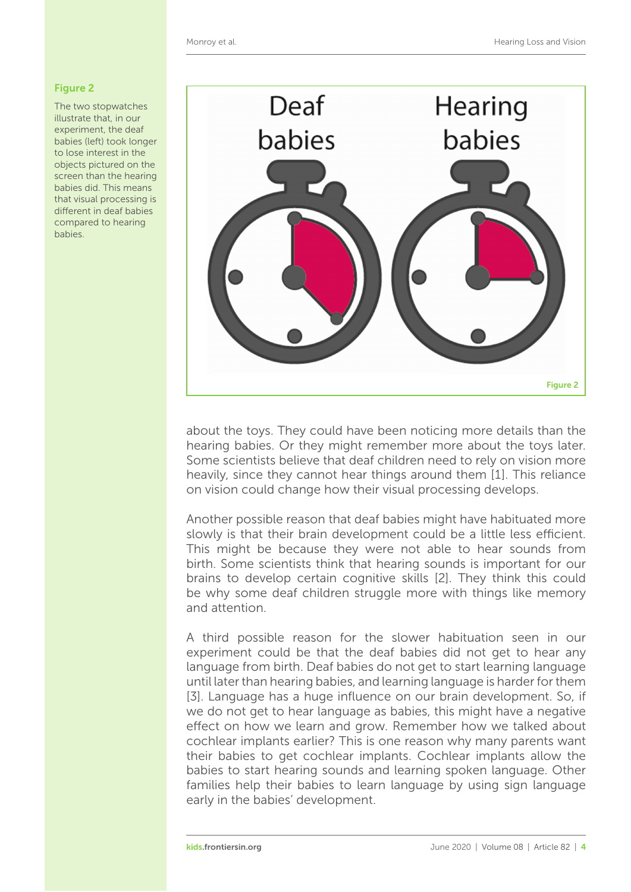**Figure 2**

The two stopwatches illustrate that, in our experiment, the deaf babies (left) took longer to lose interest in the objects pictured on the screen than the hearing babies did. This means that visual processing is different in deaf babies compared to hearing babies.

about the toys. They could have been noticing more details than the hearing babies. Or they might remember more about the toys later. Some scientists believe that deaf children need to rely on vision more heavily, since they cannot hear things around them [1]. This reliance on vision could change how their visual processing develops.

Another possible reason that deaf babies might have habituated more slowly is that their brain development could be a little less efficient. This might be because they were not able to hear sounds from birth. Some scientists think that hearing sounds is important for our brains to develop certain cognitive skills [2]. They think this could be why some deaf children struggle more with things like memory and attention.

A third possible reason for the slower habituation seen in our experiment could be that the deaf babies did not get to hear any language from birth. Deaf babies do not get to start learning language until later than hearing babies, and learning language is harder for them [3]. Language has a huge influence on our brain development. So, if we do not get to hear language as babies, this might have a negative effect on how we learn and grow. Remember how we talked about cochlear implants earlier? This is one reason why many parents want their babies to get cochlear implants. Cochlear implants allow the babies to start hearing sounds and learning spoken language. Other families help their babies to learn language by using sign language early in the babies' development.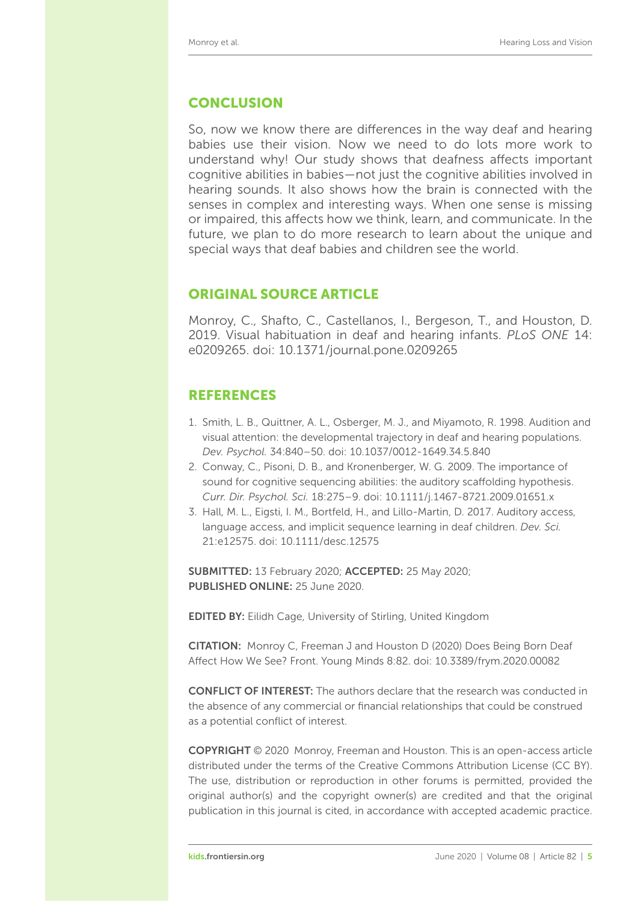## CONCLUSION

So, now we know there are differences in the way deaf and hearing babies use their vision. Now we need to do lots more work to understand why! Our study shows that deafness affects important cognitive abilities in babies—not just the cognitive abilities involved in hearing sounds. It also shows how the brain is connected with the senses in complex and interesting ways. When one sense is missing or impaired, this affects how we think, learn, and communicate. In the future, we plan to do more research to learn about the unique and special ways that deaf babies and children see the world.

## ORIGINAL SOURCE ARTICLE

Monroy, C., Shafto, C., Castellanos, I., Bergeson, T., and Houston, D. 2019. Visual habituation in deaf and hearing infants. *PLoS ONE* 14: e0209265. doi: 10.1371/journal.pone.0209265

## REFERENCES

1. Smith, L. B., Quittner, A. L., Osberger, M. J., and Miyamoto, R. 1998. Audition and visual attention: the developmental trajectory in deaf and hearing populations. *Dev. Psychol.* 34:840–50. doi: 10.1037/0012-1649.34.5.840
2. Conway, C., Pisoni, D. B., and Kronenberger, W. G. 2009. The importance of sound for cognitive sequencing abilities: the auditory scaffolding hypothesis. *Curr. Dir. Psychol. Sci.* 18:275–9. doi: 10.1111/j.1467-8721.2009.01651.x
3. Hall, M. L., Eigsti, I. M., Bortfeld, H., and Lillo-Martin, D. 2017. Auditory access, language access, and implicit sequence learning in deaf children. *Dev. Sci.* 21:e12575. doi: 10.1111/desc.12575

**SUBMITTED:** 13 February 2020; **ACCEPTED:** 25 May 2020;
**PUBLISHED ONLINE:** 25 June 2020.

**EDITED BY:** Eilidh Cage, University of Stirling, United Kingdom

**CITATION:** Monroy C, Freeman J and Houston D (2020) Does Being Born Deaf Affect How We See? Front. Young Minds 8:82. doi: 10.3389/frym.2020.00082

**CONFLICT OF INTEREST:** The authors declare that the research was conducted in the absence of any commercial or financial relationships that could be construed as a potential conflict of interest.

**COPYRIGHT** © 2020 Monroy, Freeman and Houston. This is an open-access article distributed under the terms of the Creative Commons Attribution License (CC BY). The use, distribution or reproduction in other forums is permitted, provided the original author(s) and the copyright owner(s) are credited and that the original publication in this journal is cited, in accordance with accepted academic practice.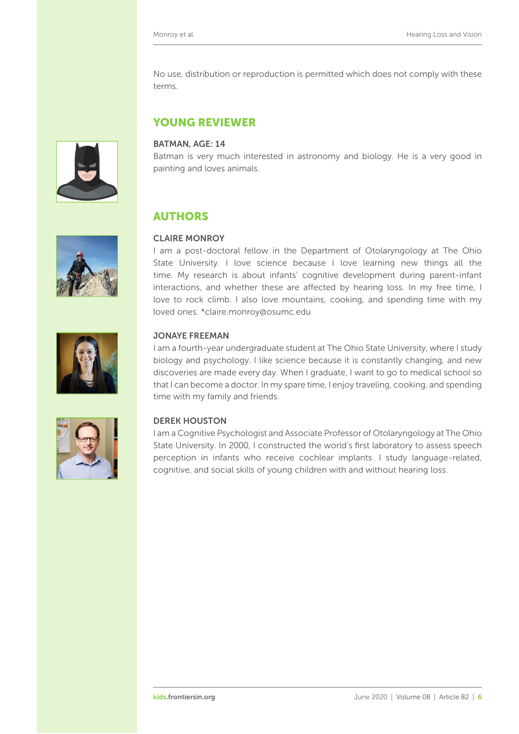No use, distribution or reproduction is permitted which does not comply with these terms.

## YOUNG REVIEWER

### BATMAN, AGE: 14

Batman is very much interested in astronomy and biology. He is a very good in painting and loves animals.

## AUTHORS

### CLAIRE MONROY

I am a post-doctoral fellow in the Department of Otolaryngology at The Ohio State University. I love science because I love learning new things all the time. My research is about infants' cognitive development during parent-infant interactions, and whether these are affected by hearing loss. In my free time, I love to rock climb. I also love mountains, cooking, and spending time with my loved ones. *claire.monroy@osumc.edu

### JONAYE FREEMAN

I am a fourth-year undergraduate student at The Ohio State University, where I study biology and psychology. I like science because it is constantly changing, and new discoveries are made every day. When I graduate, I want to go to medical school so that I can become a doctor. In my spare time, I enjoy traveling, cooking, and spending time with my family and friends.

### DEREK HOUSTON

I am a Cognitive Psychologist and Associate Professor of Otolaryngology at The Ohio State University. In 2000, I constructed the world's first laboratory to assess speech perception in infants who receive cochlear implants. I study language-related, cognitive, and social skills of young children with and without hearing loss.